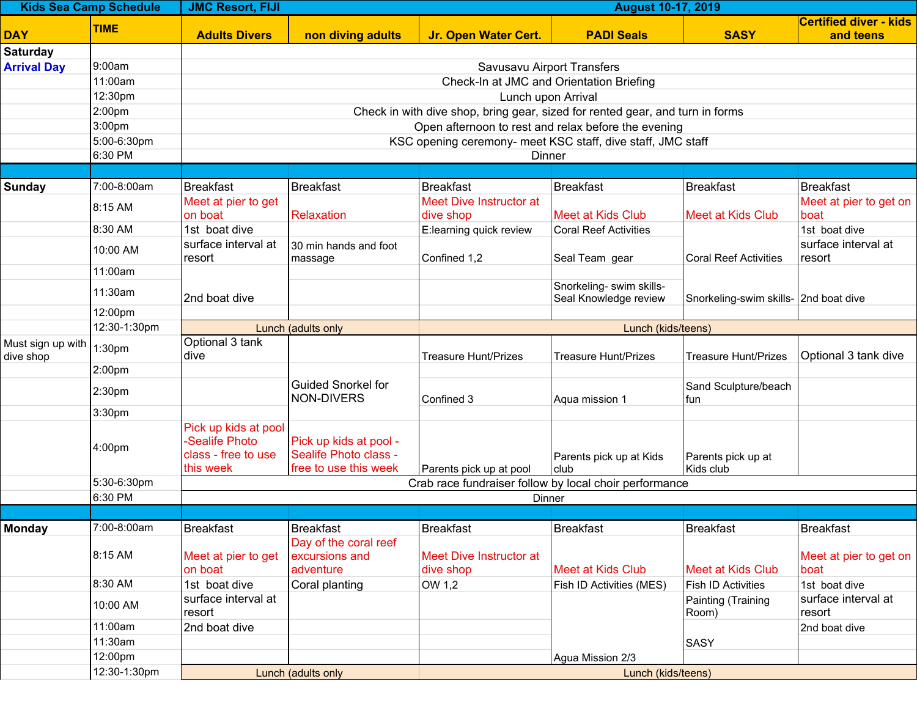| Kids Sea Camp Schedule | | JMC Resort, FIJI | | August 10-17, 2019 | | | |
|---|---|---|---|---|---|---|---|
| **DAY** | **TIME** | **Adults Divers** | **non diving adults** | **Jr. Open Water Cert.** | **PADI Seals** | **SASY** | **Certified diver - kids and teens** |
| **Saturday** | | | | | | | |
| **Arrival Day** | 9:00am | Savusavu Airport Transfers | | | | | |
| | 11:00am | Check-In at JMC and Orientation Briefing | | | | | |
| | 12:30pm | Lunch upon Arrival | | | | | |
| | 2:00pm | Check in with dive shop, bring gear, sized for rented gear, and turn in forms | | | | | |
| | 3:00pm | Open afternoon to rest and relax before the evening | | | | | |
| | 5:00-6:30pm | KSC opening ceremony- meet KSC staff, dive staff, JMC staff | | | | | |
| | 6:30 PM | Dinner | | | | | |
| | | | | | | | |
| **Sunday** | 7:00-8:00am | Breakfast | Breakfast | Breakfast | Breakfast | Breakfast | Breakfast |
| | 8:15 AM | Meet at pier to get on boat | Relaxation | Meet Dive Instructor at dive shop | Meet at Kids Club | Meet at Kids Club | Meet at pier to get on boat |
| | 8:30 AM | 1st boat dive | | E:learning quick review | Coral Reef Activities | | 1st boat dive |
| | 10:00 AM | surface interval at resort | 30 min hands and foot massage | Confined 1,2 | Seal Team gear | Coral Reef Activities | surface interval at resort |
| | 11:00am | | | | | | |
| | 11:30am | 2nd boat dive | | | Snorkeling- swim skills- Seal Knowledge review | Snorkeling-swim skills- | 2nd boat dive |
| | 12:00pm | | | | | | |
| | 12:30-1:30pm | Lunch (adults only | | Lunch (kids/teens) | | | |
| Must sign up with dive shop | 1:30pm | Optional 3 tank dive | | Treasure Hunt/Prizes | Treasure Hunt/Prizes | Treasure Hunt/Prizes | Optional 3 tank dive |
| | 2:00pm | | | | | | |
| | 2:30pm | | Guided Snorkel for NON-DIVERS | Confined 3 | Aqua mission 1 | Sand Sculpture/beach fun | |
| | 3:30pm | | | | | | |
| | 4:00pm | Pick up kids at pool -Sealife Photo class - free to use this week | Pick up kids at pool - Sealife Photo class - free to use this week | Parents pick up at pool | Parents pick up at Kids club | Parents pick up at Kids club | |
| | 5:30-6:30pm | Crab race fundraiser follow by local choir performance | | | | | |
| | 6:30 PM | Dinner | | | | | |
| | | | | | | | |
| **Monday** | 7:00-8:00am | Breakfast | Breakfast | Breakfast | Breakfast | Breakfast | Breakfast |
| | 8:15 AM | Meet at pier to get on boat | Day of the coral reef excursions and adventure | Meet Dive Instructor at dive shop | Meet at Kids Club | Meet at Kids Club | Meet at pier to get on boat |
| | 8:30 AM | 1st boat dive | Coral planting | OW 1,2 | Fish ID Activities (MES) | Fish ID Activities | 1st boat dive |
| | 10:00 AM | surface interval at resort | | | | Painting (Training Room) | surface interval at resort |
| | 11:00am | 2nd boat dive | | | | | 2nd boat dive |
| | 11:30am | | | | | SASY | |
| | 12:00pm | | | | Agua Mission 2/3 | | |
| | 12:30-1:30pm | Lunch (adults only | | Lunch (kids/teens) | | | |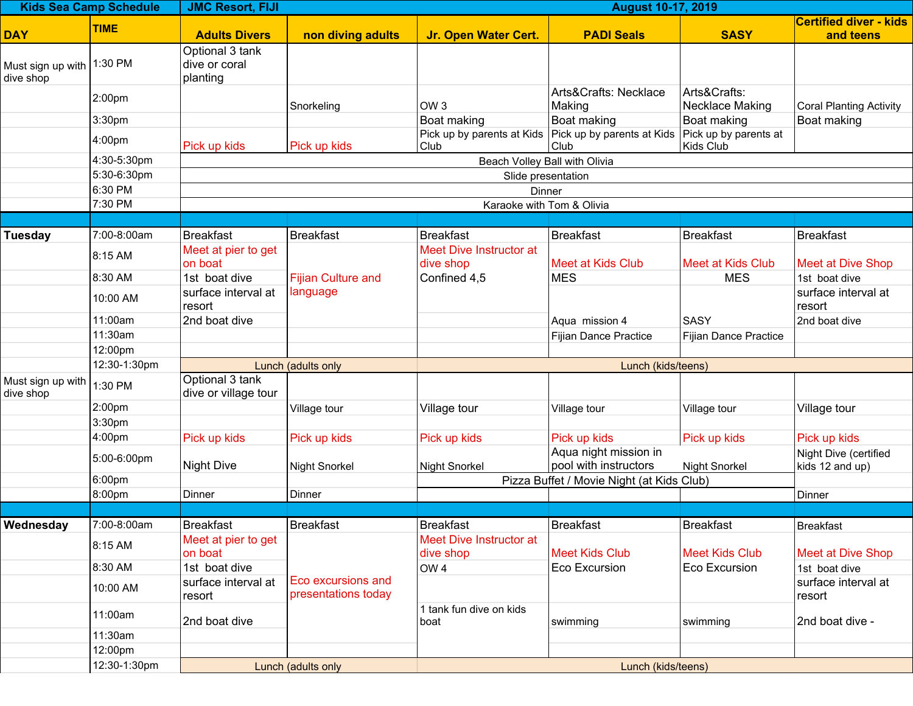| Kids Sea Camp Schedule | | JMC Resort, FIJI | | August 10-17, 2019 | | | |
|---|---|---|---|---|---|---|---|
| DAY | TIME | Adults Divers | non diving adults | Jr. Open Water Cert. | PADI Seals | SASY | Certified diver - kids and teens |
| Must sign up with dive shop | 1:30 PM | Optional 3 tank dive or coral planting | | | | | |
| | 2:00pm | | Snorkeling | OW 3 | Arts&Crafts: Necklace Making | Arts&Crafts: Necklace Making | Coral Planting Activity |
| | 3:30pm | | | Boat making | Boat making | Boat making | Boat making |
| | 4:00pm | Pick up kids | Pick up kids | Pick up by parents at Kids Club | Pick up by parents at Kids Club | Pick up by parents at Kids Club | |
| | 4:30-5:30pm | Beach Volley Ball with Olivia | | | | | |
| | 5:30-6:30pm | Slide presentation | | | | | |
| | 6:30 PM | Dinner | | | | | |
| | 7:30 PM | Karaoke with Tom & Olivia | | | | | |
| | | | | | | | |
| **Tuesday** | 7:00-8:00am | Breakfast | Breakfast | Breakfast | Breakfast | Breakfast | Breakfast |
| | 8:15 AM | Meet at pier to get on boat | | Meet Dive Instructor at dive shop | Meet at Kids Club | Meet at Kids Club | Meet at Dive Shop |
| | 8:30 AM | 1st boat dive | Fijian Culture and language | Confined 4,5 | MES | MES | 1st boat dive |
| | 10:00 AM | surface interval at resort | | | | | surface interval at resort |
| | 11:00am | 2nd boat dive | | | Aqua mission 4 | SASY | 2nd boat dive |
| | 11:30am | | | | Fijian Dance Practice | Fijian Dance Practice | |
| | 12:00pm | | | | | | |
| | 12:30-1:30pm | Lunch (adults only | | Lunch (kids/teens) | | | |
| Must sign up with dive shop | 1:30 PM | Optional 3 tank dive or village tour | | | | | |
| | 2:00pm | | Village tour | Village tour | Village tour | Village tour | Village tour |
| | 3:30pm | | | | | | |
| | 4:00pm | Pick up kids | Pick up kids | Pick up kids | Pick up kids | Pick up kids | Pick up kids |
| | 5:00-6:00pm | Night Dive | Night Snorkel | Night Snorkel | Aqua night mission in pool with instructors | Night Snorkel | Night Dive (certified kids 12 and up) |
| | 6:00pm | | | Pizza Buffet / Movie Night (at Kids Club) | | | |
| | 8:00pm | Dinner | Dinner | | | | Dinner |
| | | | | | | | |
| **Wednesday** | 7:00-8:00am | Breakfast | Breakfast | Breakfast | Breakfast | Breakfast | Breakfast |
| | 8:15 AM | Meet at pier to get on boat | | Meet Dive Instructor at dive shop | Meet Kids Club | Meet Kids Club | Meet at Dive Shop |
| | 8:30 AM | 1st boat dive | | OW 4 | Eco Excursion | Eco Excursion | 1st boat dive |
| | 10:00 AM | surface interval at resort | Eco excursions and presentations today | | | | surface interval at resort |
| | 11:00am | 2nd boat dive | | 1 tank fun dive on kids boat | swimming | swimming | 2nd boat dive - |
| | 11:30am | | | | | | |
| | 12:00pm | | | | | | |
| | 12:30-1:30pm | Lunch (adults only | | Lunch (kids/teens) | | | |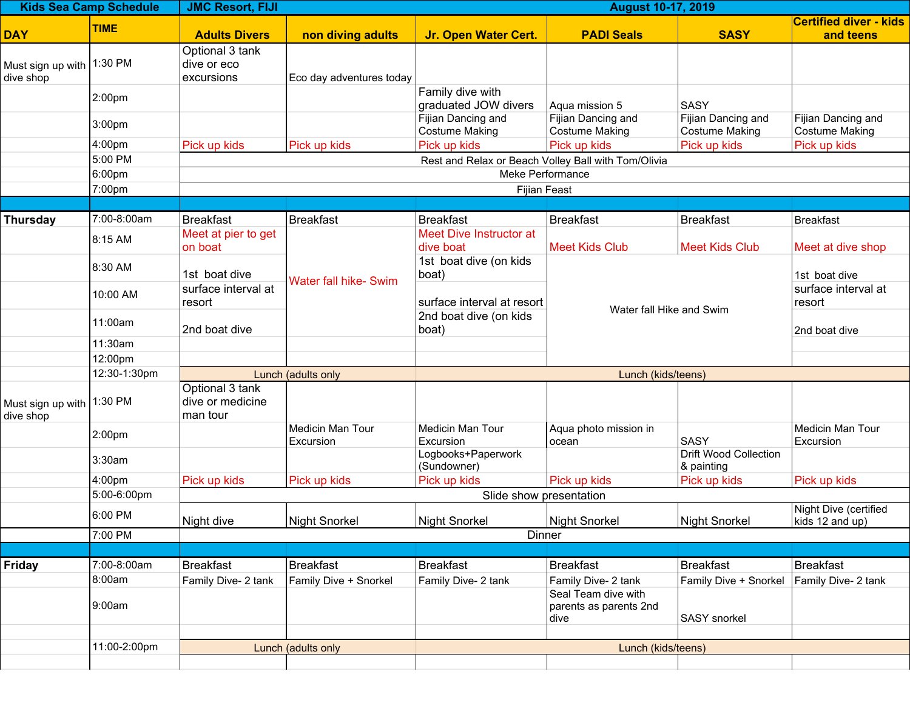| Kids Sea Camp Schedule | | JMC Resort, FIJI | | | August 10-17, 2019 | | |
|---|---|---|---|---|---|---|---|
| DAY | TIME | Adults Divers | non diving adults | Jr. Open Water Cert. | PADI Seals | SASY | Certified diver - kids and teens |
| Must sign up with dive shop | 1:30 PM | Optional 3 tank dive or eco excursions | Eco day adventures today | | | | |
| | 2:00pm | | | Family dive with graduated JOW divers | Aqua mission 5 | SASY | |
| | 3:00pm | | | Fijian Dancing and Costume Making | Fijian Dancing and Costume Making | Fijian Dancing and Costume Making | Fijian Dancing and Costume Making |
| | 4:00pm | Pick up kids | Pick up kids | Pick up kids | Pick up kids | Pick up kids | Pick up kids |
| | 5:00 PM | Rest and Relax or Beach Volley Ball with Tom/Olivia | | | | | |
| | 6:00pm | Meke Performance | | | | | |
| | 7:00pm | Fijian Feast | | | | | |
| | | | | | | | |
| Thursday | 7:00-8:00am | Breakfast | Breakfast | Breakfast | Breakfast | Breakfast | Breakfast |
| | 8:15 AM | Meet at pier to get on boat | Water fall hike- Swim | Meet Dive Instructor at dive boat | Meet Kids Club | Meet Kids Club | Meet at dive shop |
| | 8:30 AM | 1st boat dive | | 1st boat dive (on kids boat) | Water fall Hike and Swim | | 1st boat dive |
| | 10:00 AM | surface interval at resort | | surface interval at resort | | | surface interval at resort |
| | 11:00am | 2nd boat dive | | 2nd boat dive (on kids boat) | | | 2nd boat dive |
| | 11:30am | | | | | | |
| | 12:00pm | | | | | | |
| | 12:30-1:30pm | Lunch (adults only | | Lunch (kids/teens) | | | |
| Must sign up with dive shop | 1:30 PM | Optional 3 tank dive or medicine man tour | | | | | |
| | 2:00pm | | Medicin Man Tour Excursion | Medicin Man Tour Excursion | Aqua photo mission in ocean | SASY | Medicin Man Tour Excursion |
| | 3:30am | | | Logbooks+Paperwork (Sundowner) | | Drift Wood Collection & painting | |
| | 4:00pm | Pick up kids | Pick up kids | Pick up kids | Pick up kids | Pick up kids | Pick up kids |
| | 5:00-6:00pm | Slide show presentation | | | | | |
| | 6:00 PM | Night dive | Night Snorkel | Night Snorkel | Night Snorkel | Night Snorkel | Night Dive (certified kids 12 and up) |
| | 7:00 PM | Dinner | | | | | |
| | | | | | | | |
| Friday | 7:00-8:00am | Breakfast | Breakfast | Breakfast | Breakfast | Breakfast | Breakfast |
| | 8:00am | Family Dive- 2 tank | Family Dive + Snorkel | Family Dive- 2 tank | Family Dive- 2 tank | Family Dive + Snorkel | Family Dive- 2 tank |
| | 9:00am | | | | Seal Team dive with parents as parents 2nd dive | SASY snorkel | |
| | | | | | | | |
| | 11:00-2:00pm | Lunch (adults only | | Lunch (kids/teens) | | | |
| | | | | | | | |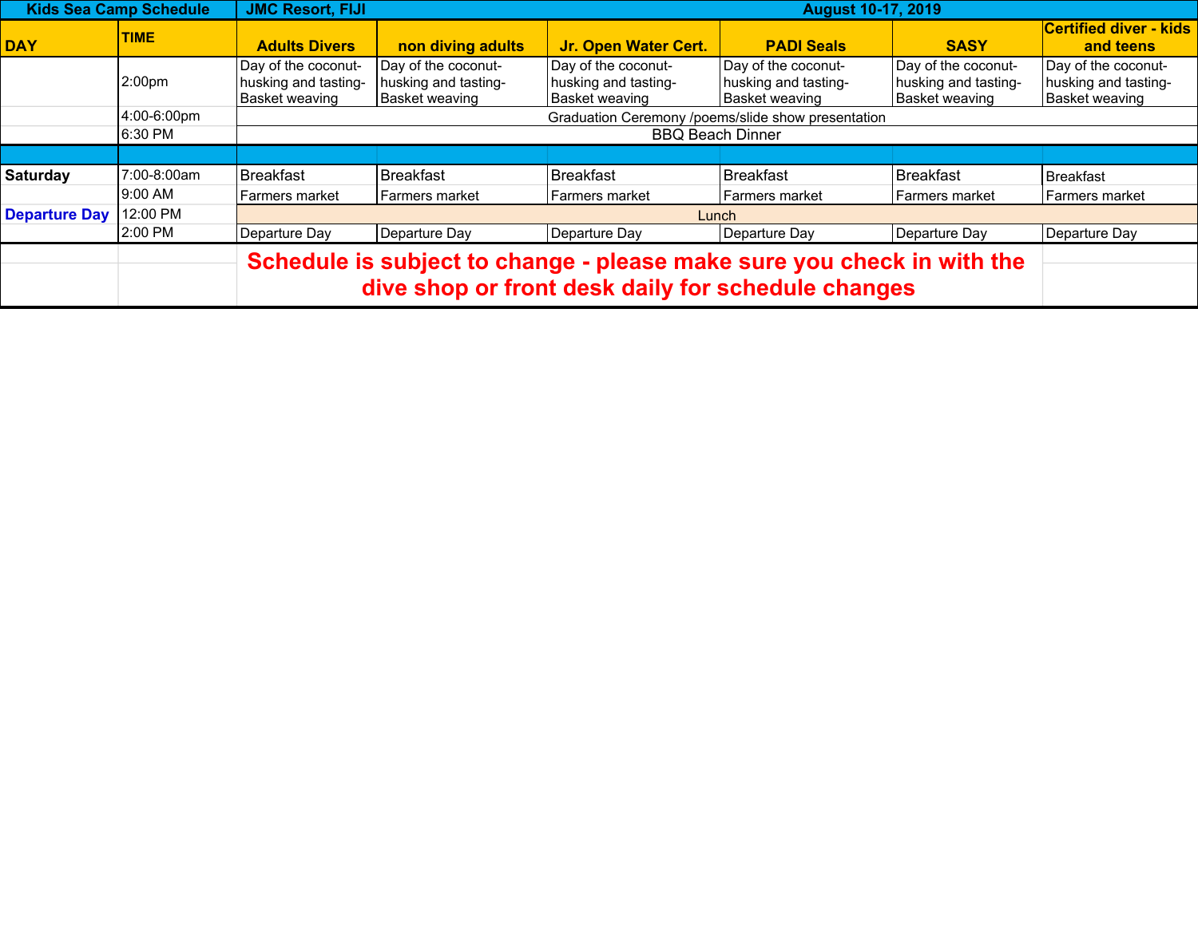| Kids Sea Camp Schedule | | JMC Resort, FIJI | | | August 10-17, 2019 | | |
|---|---|---|---|---|---|---|---|
| DAY | TIME | Adults Divers | non diving adults | Jr. Open Water Cert. | PADI Seals | SASY | Certified diver - kids and teens |
| | 2:00pm | Day of the coconut-husking and tasting-Basket weaving | Day of the coconut-husking and tasting-Basket weaving | Day of the coconut-husking and tasting-Basket weaving | Day of the coconut-husking and tasting-Basket weaving | Day of the coconut-husking and tasting-Basket weaving | Day of the coconut-husking and tasting-Basket weaving |
| | 4:00-6:00pm | Graduation Ceremony /poems/slide show presentation | | | | | |
| | 6:30 PM | BBQ Beach Dinner | | | | | |
| | | | | | | | |
| **Saturday** | 7:00-8:00am | Breakfast | Breakfast | Breakfast | Breakfast | Breakfast | Breakfast |
| | 9:00 AM | Farmers market | Farmers market | Farmers market | Farmers market | Farmers market | Farmers market |
| **Departure Day** | 12:00 PM | Lunch | | | | | |
| | 2:00 PM | Departure Day | Departure Day | Departure Day | Departure Day | Departure Day | Departure Day |

**Schedule is subject to change - please make sure you check in with the dive shop or front desk daily for schedule changes**